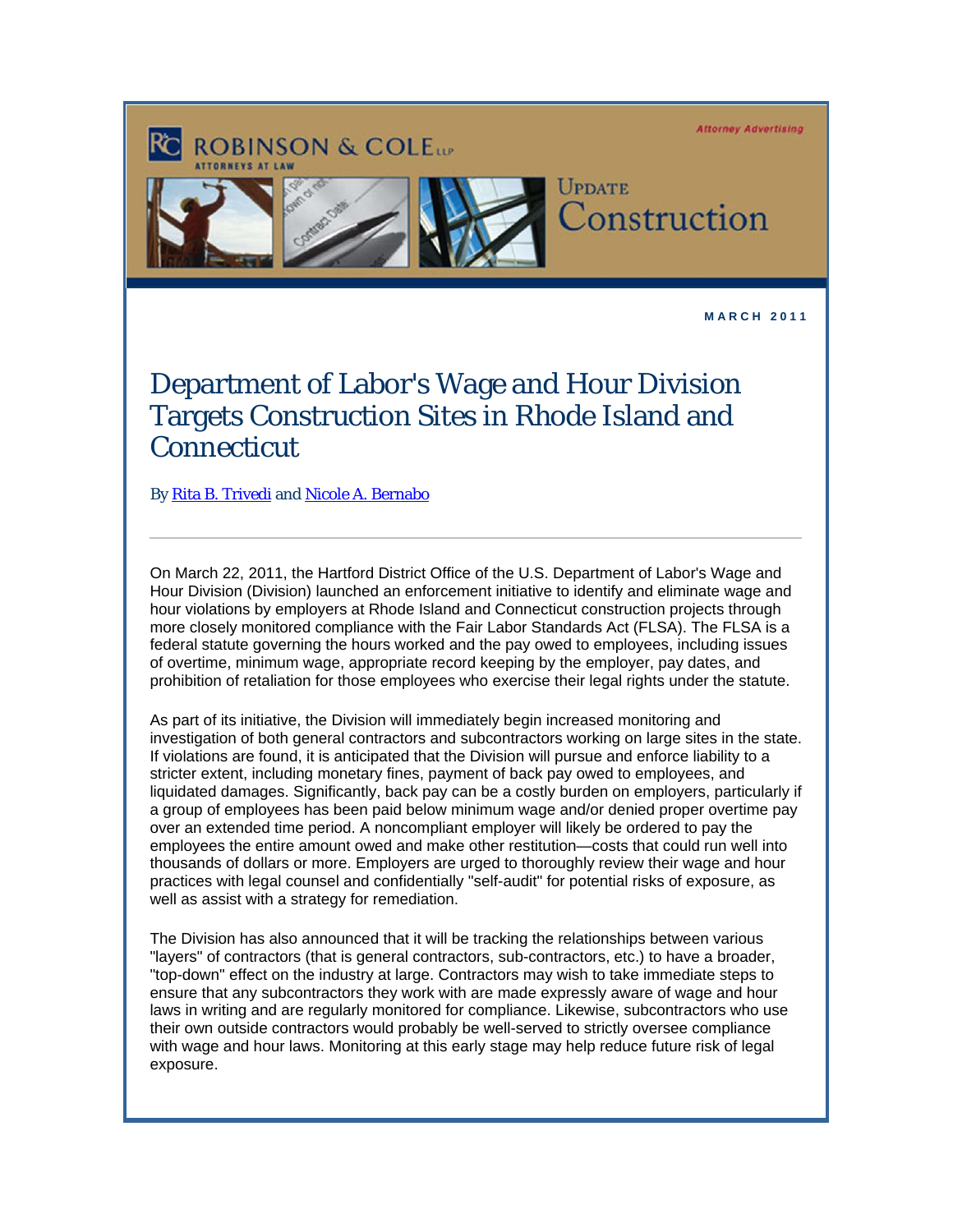ROBINSON & COLE LLP
ATTORNEYS AT LAW

Attorney Advertising

UPDATE
Construction

MARCH 2011

# Department of Labor's Wage and Hour Division Targets Construction Sites in Rhode Island and Connecticut

By Rita B. Trivedi and Nicole A. Bernabo

---

On March 22, 2011, the Hartford District Office of the U.S. Department of Labor's Wage and Hour Division (Division) launched an enforcement initiative to identify and eliminate wage and hour violations by employers at Rhode Island and Connecticut construction projects through more closely monitored compliance with the Fair Labor Standards Act (FLSA). The FLSA is a federal statute governing the hours worked and the pay owed to employees, including issues of overtime, minimum wage, appropriate record keeping by the employer, pay dates, and prohibition of retaliation for those employees who exercise their legal rights under the statute.

As part of its initiative, the Division will immediately begin increased monitoring and investigation of both general contractors and subcontractors working on large sites in the state. If violations are found, it is anticipated that the Division will pursue and enforce liability to a stricter extent, including monetary fines, payment of back pay owed to employees, and liquidated damages. Significantly, back pay can be a costly burden on employers, particularly if a group of employees has been paid below minimum wage and/or denied proper overtime pay over an extended time period. A noncompliant employer will likely be ordered to pay the employees the entire amount owed and make other restitution—costs that could run well into thousands of dollars or more. Employers are urged to thoroughly review their wage and hour practices with legal counsel and confidentially "self-audit" for potential risks of exposure, as well as assist with a strategy for remediation.

The Division has also announced that it will be tracking the relationships between various "layers" of contractors (that is general contractors, sub-contractors, etc.) to have a broader, "top-down" effect on the industry at large. Contractors may wish to take immediate steps to ensure that any subcontractors they work with are made expressly aware of wage and hour laws in writing and are regularly monitored for compliance. Likewise, subcontractors who use their own outside contractors would probably be well-served to strictly oversee compliance with wage and hour laws. Monitoring at this early stage may help reduce future risk of legal exposure.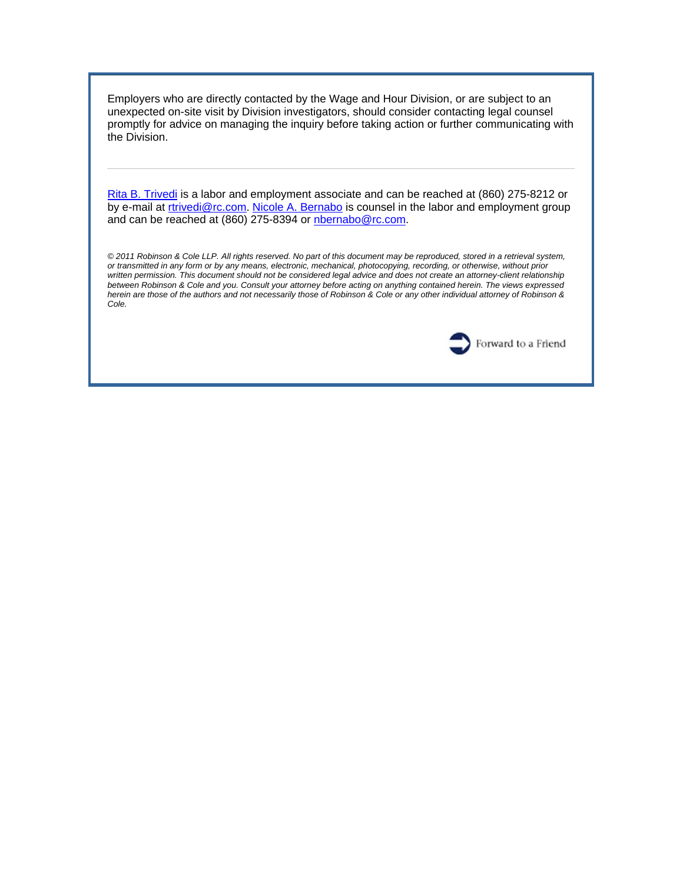Employers who are directly contacted by the Wage and Hour Division, or are subject to an unexpected on-site visit by Division investigators, should consider contacting legal counsel promptly for advice on managing the inquiry before taking action or further communicating with the Division.

---

Rita B. Trivedi is a labor and employment associate and can be reached at (860) 275-8212 or by e-mail at rtrivedi@rc.com. Nicole A. Bernabo is counsel in the labor and employment group and can be reached at (860) 275-8394 or nbernabo@rc.com.

*© 2011 Robinson & Cole LLP. All rights reserved. No part of this document may be reproduced, stored in a retrieval system, or transmitted in any form or by any means, electronic, mechanical, photocopying, recording, or otherwise, without prior written permission. This document should not be considered legal advice and does not create an attorney-client relationship between Robinson & Cole and you. Consult your attorney before acting on anything contained herein. The views expressed herein are those of the authors and not necessarily those of Robinson & Cole or any other individual attorney of Robinson & Cole.*

Forward to a Friend